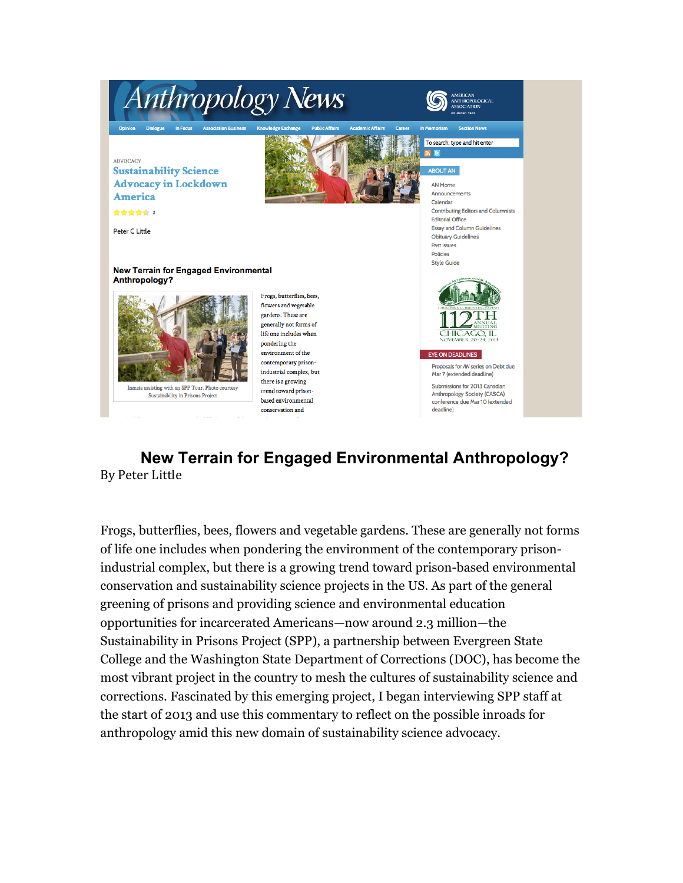# New Terrain for Engaged Environmental Anthropology?

By Peter Little

Frogs, butterflies, bees, flowers and vegetable gardens. These are generally not forms of life one includes when pondering the environment of the contemporary prison-industrial complex, but there is a growing trend toward prison-based environmental conservation and sustainability science projects in the US. As part of the general greening of prisons and providing science and environmental education opportunities for incarcerated Americans—now around 2.3 million—the Sustainability in Prisons Project (SPP), a partnership between Evergreen State College and the Washington State Department of Corrections (DOC), has become the most vibrant project in the country to mesh the cultures of sustainability science and corrections. Fascinated by this emerging project, I began interviewing SPP staff at the start of 2013 and use this commentary to reflect on the possible inroads for anthropology amid this new domain of sustainability science advocacy.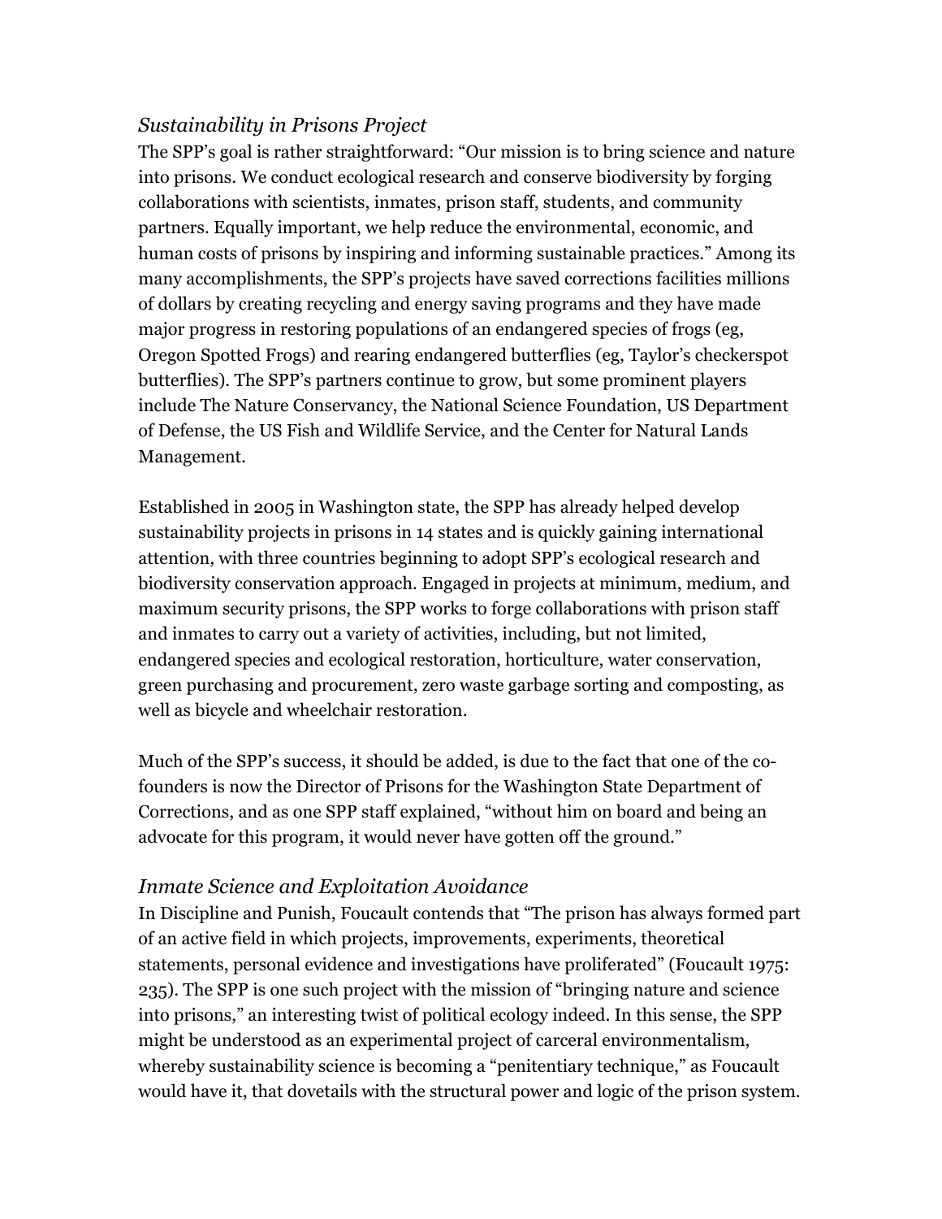### *Sustainability in Prisons Project*

The SPP's goal is rather straightforward: "Our mission is to bring science and nature into prisons. We conduct ecological research and conserve biodiversity by forging collaborations with scientists, inmates, prison staff, students, and community partners. Equally important, we help reduce the environmental, economic, and human costs of prisons by inspiring and informing sustainable practices." Among its many accomplishments, the SPP's projects have saved corrections facilities millions of dollars by creating recycling and energy saving programs and they have made major progress in restoring populations of an endangered species of frogs (eg, Oregon Spotted Frogs) and rearing endangered butterflies (eg, Taylor's checkerspot butterflies). The SPP's partners continue to grow, but some prominent players include The Nature Conservancy, the National Science Foundation, US Department of Defense, the US Fish and Wildlife Service, and the Center for Natural Lands Management.

Established in 2005 in Washington state, the SPP has already helped develop sustainability projects in prisons in 14 states and is quickly gaining international attention, with three countries beginning to adopt SPP's ecological research and biodiversity conservation approach. Engaged in projects at minimum, medium, and maximum security prisons, the SPP works to forge collaborations with prison staff and inmates to carry out a variety of activities, including, but not limited, endangered species and ecological restoration, horticulture, water conservation, green purchasing and procurement, zero waste garbage sorting and composting, as well as bicycle and wheelchair restoration.

Much of the SPP's success, it should be added, is due to the fact that one of the co-founders is now the Director of Prisons for the Washington State Department of Corrections, and as one SPP staff explained, "without him on board and being an advocate for this program, it would never have gotten off the ground."

### *Inmate Science and Exploitation Avoidance*

In Discipline and Punish, Foucault contends that "The prison has always formed part of an active field in which projects, improvements, experiments, theoretical statements, personal evidence and investigations have proliferated" (Foucault 1975: 235). The SPP is one such project with the mission of "bringing nature and science into prisons," an interesting twist of political ecology indeed. In this sense, the SPP might be understood as an experimental project of carceral environmentalism, whereby sustainability science is becoming a "penitentiary technique," as Foucault would have it, that dovetails with the structural power and logic of the prison system.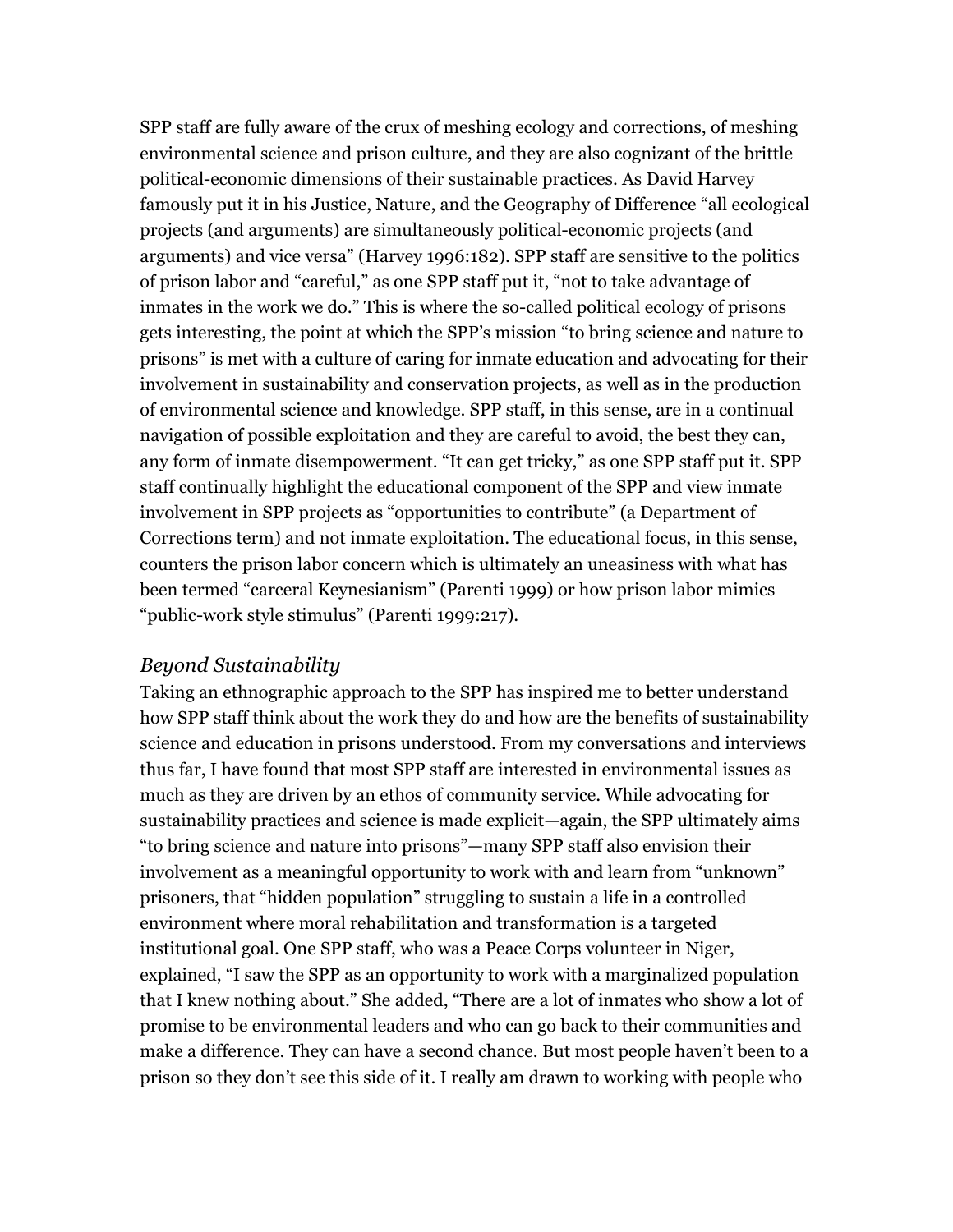SPP staff are fully aware of the crux of meshing ecology and corrections, of meshing environmental science and prison culture, and they are also cognizant of the brittle political-economic dimensions of their sustainable practices. As David Harvey famously put it in his Justice, Nature, and the Geography of Difference "all ecological projects (and arguments) are simultaneously political-economic projects (and arguments) and vice versa" (Harvey 1996:182). SPP staff are sensitive to the politics of prison labor and "careful," as one SPP staff put it, "not to take advantage of inmates in the work we do." This is where the so-called political ecology of prisons gets interesting, the point at which the SPP's mission "to bring science and nature to prisons" is met with a culture of caring for inmate education and advocating for their involvement in sustainability and conservation projects, as well as in the production of environmental science and knowledge. SPP staff, in this sense, are in a continual navigation of possible exploitation and they are careful to avoid, the best they can, any form of inmate disempowerment. "It can get tricky," as one SPP staff put it. SPP staff continually highlight the educational component of the SPP and view inmate involvement in SPP projects as "opportunities to contribute" (a Department of Corrections term) and not inmate exploitation. The educational focus, in this sense, counters the prison labor concern which is ultimately an uneasiness with what has been termed "carceral Keynesianism" (Parenti 1999) or how prison labor mimics "public-work style stimulus" (Parenti 1999:217).

### *Beyond Sustainability*

Taking an ethnographic approach to the SPP has inspired me to better understand how SPP staff think about the work they do and how are the benefits of sustainability science and education in prisons understood. From my conversations and interviews thus far, I have found that most SPP staff are interested in environmental issues as much as they are driven by an ethos of community service. While advocating for sustainability practices and science is made explicit—again, the SPP ultimately aims "to bring science and nature into prisons"—many SPP staff also envision their involvement as a meaningful opportunity to work with and learn from "unknown" prisoners, that "hidden population" struggling to sustain a life in a controlled environment where moral rehabilitation and transformation is a targeted institutional goal. One SPP staff, who was a Peace Corps volunteer in Niger, explained, "I saw the SPP as an opportunity to work with a marginalized population that I knew nothing about." She added, "There are a lot of inmates who show a lot of promise to be environmental leaders and who can go back to their communities and make a difference. They can have a second chance. But most people haven't been to a prison so they don't see this side of it. I really am drawn to working with people who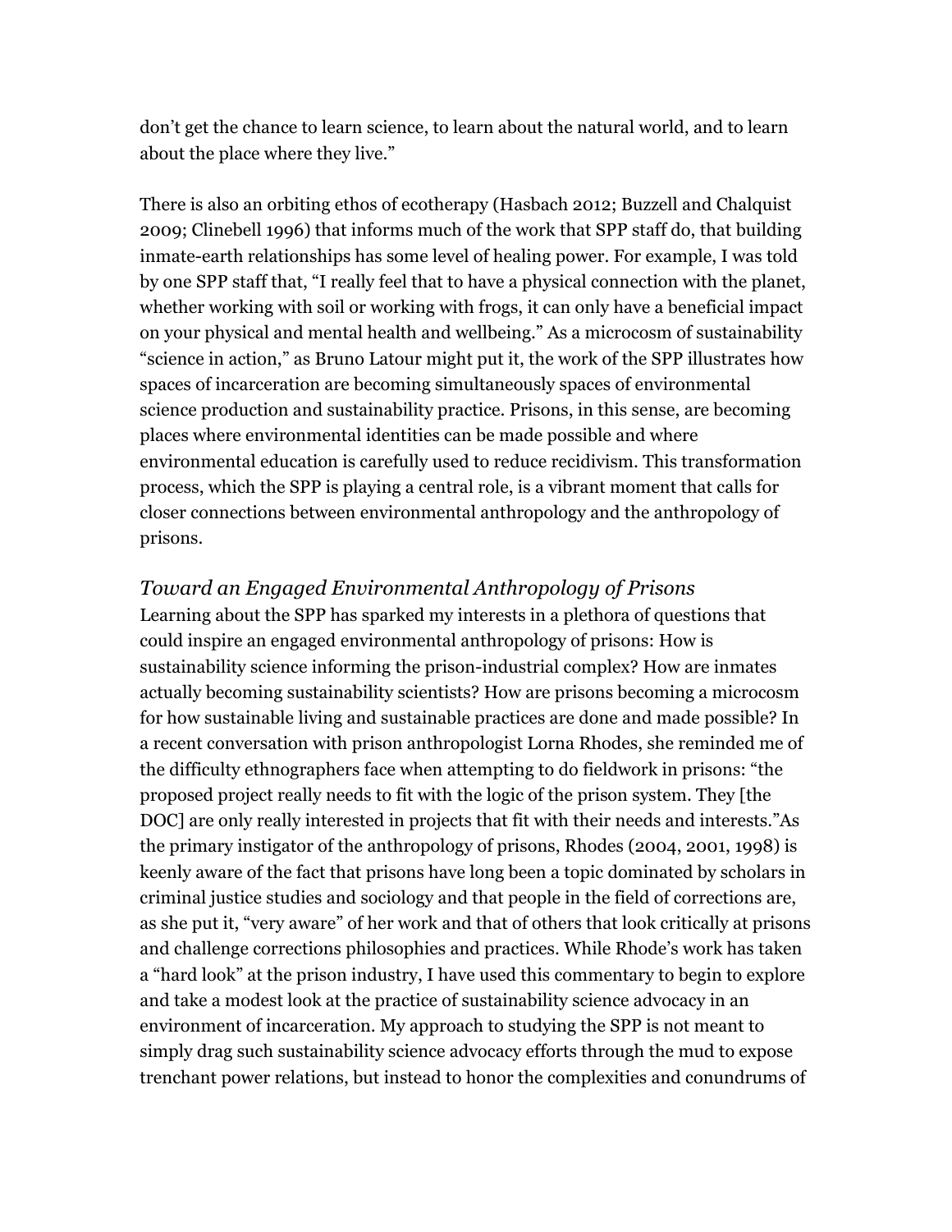don't get the chance to learn science, to learn about the natural world, and to learn about the place where they live."

There is also an orbiting ethos of ecotherapy (Hasbach 2012; Buzzell and Chalquist 2009; Clinebell 1996) that informs much of the work that SPP staff do, that building inmate-earth relationships has some level of healing power. For example, I was told by one SPP staff that, "I really feel that to have a physical connection with the planet, whether working with soil or working with frogs, it can only have a beneficial impact on your physical and mental health and wellbeing." As a microcosm of sustainability "science in action," as Bruno Latour might put it, the work of the SPP illustrates how spaces of incarceration are becoming simultaneously spaces of environmental science production and sustainability practice. Prisons, in this sense, are becoming places where environmental identities can be made possible and where environmental education is carefully used to reduce recidivism. This transformation process, which the SPP is playing a central role, is a vibrant moment that calls for closer connections between environmental anthropology and the anthropology of prisons.

### *Toward an Engaged Environmental Anthropology of Prisons*

Learning about the SPP has sparked my interests in a plethora of questions that could inspire an engaged environmental anthropology of prisons: How is sustainability science informing the prison-industrial complex? How are inmates actually becoming sustainability scientists? How are prisons becoming a microcosm for how sustainable living and sustainable practices are done and made possible? In a recent conversation with prison anthropologist Lorna Rhodes, she reminded me of the difficulty ethnographers face when attempting to do fieldwork in prisons: "the proposed project really needs to fit with the logic of the prison system. They [the DOC] are only really interested in projects that fit with their needs and interests."As the primary instigator of the anthropology of prisons, Rhodes (2004, 2001, 1998) is keenly aware of the fact that prisons have long been a topic dominated by scholars in criminal justice studies and sociology and that people in the field of corrections are, as she put it, "very aware" of her work and that of others that look critically at prisons and challenge corrections philosophies and practices. While Rhode's work has taken a "hard look" at the prison industry, I have used this commentary to begin to explore and take a modest look at the practice of sustainability science advocacy in an environment of incarceration. My approach to studying the SPP is not meant to simply drag such sustainability science advocacy efforts through the mud to expose trenchant power relations, but instead to honor the complexities and conundrums of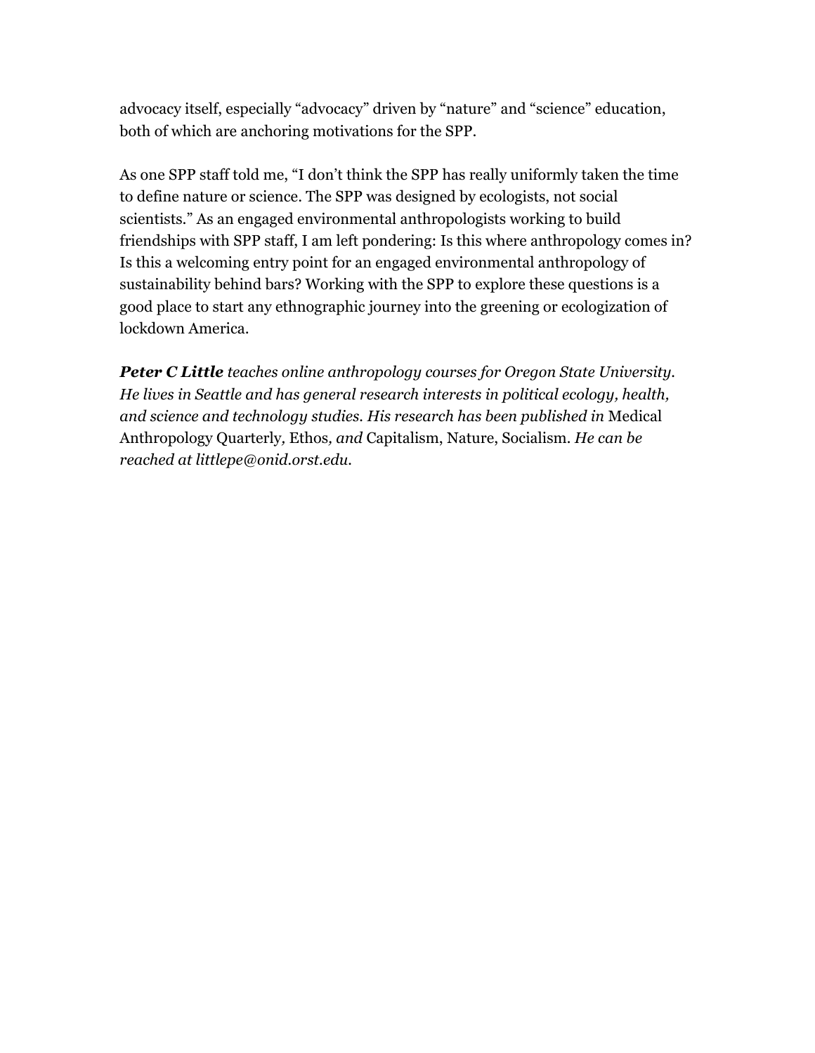advocacy itself, especially "advocacy" driven by "nature" and "science" education, both of which are anchoring motivations for the SPP.

As one SPP staff told me, "I don't think the SPP has really uniformly taken the time to define nature or science. The SPP was designed by ecologists, not social scientists." As an engaged environmental anthropologists working to build friendships with SPP staff, I am left pondering: Is this where anthropology comes in? Is this a welcoming entry point for an engaged environmental anthropology of sustainability behind bars? Working with the SPP to explore these questions is a good place to start any ethnographic journey into the greening or ecologization of lockdown America.

***Peter C Little*** *teaches online anthropology courses for Oregon State University. He lives in Seattle and has general research interests in political ecology, health, and science and technology studies. His research has been published in* Medical Anthropology Quarterly*,* Ethos*, and* Capitalism, Nature, Socialism*. He can be reached at littlepe@onid.orst.edu.*